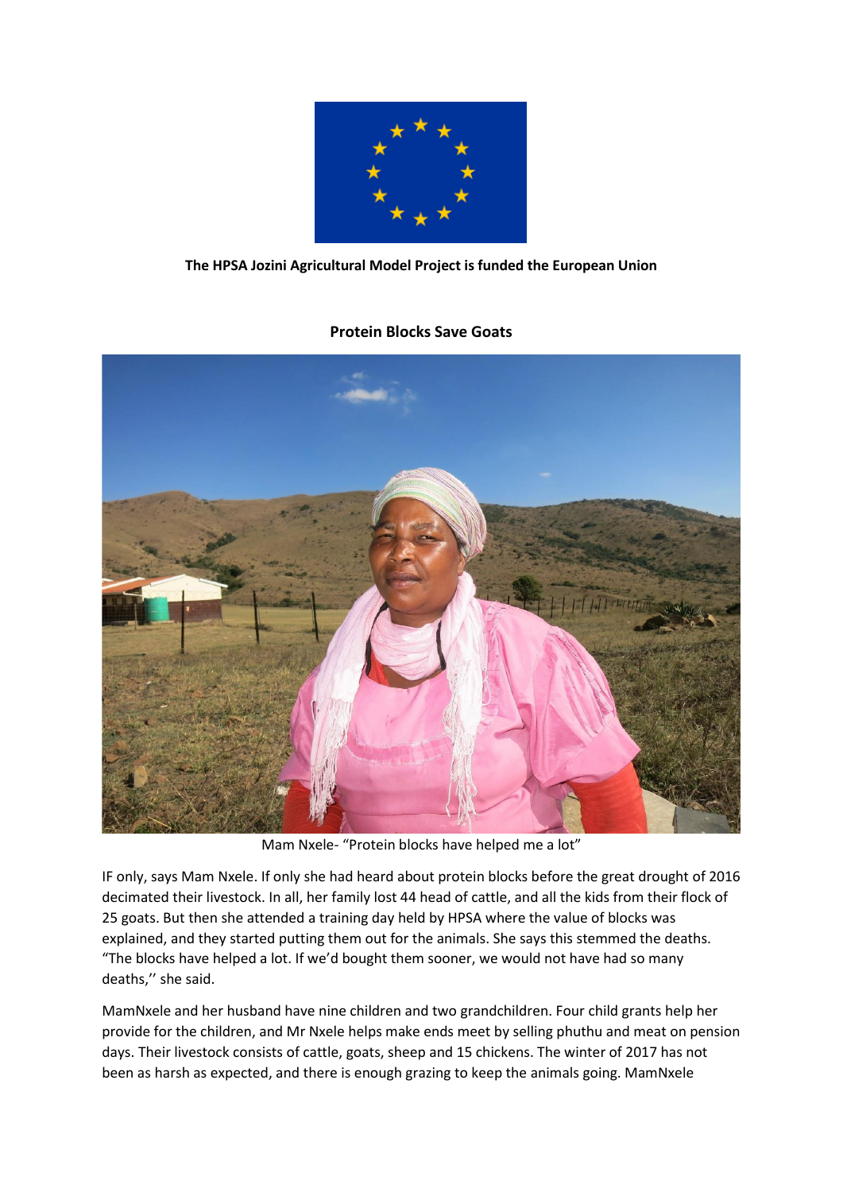**The HPSA Jozini Agricultural Model Project is funded the European Union**

## Protein Blocks Save Goats

Mam Nxele- "Protein blocks have helped me a lot"

IF only, says Mam Nxele. If only she had heard about protein blocks before the great drought of 2016 decimated their livestock. In all, her family lost 44 head of cattle, and all the kids from their flock of 25 goats. But then she attended a training day held by HPSA where the value of blocks was explained, and they started putting them out for the animals. She says this stemmed the deaths. "The blocks have helped a lot. If we'd bought them sooner, we would not have had so many deaths,'' she said.

MamNxele and her husband have nine children and two grandchildren. Four child grants help her provide for the children, and Mr Nxele helps make ends meet by selling phuthu and meat on pension days. Their livestock consists of cattle, goats, sheep and 15 chickens. The winter of 2017 has not been as harsh as expected, and there is enough grazing to keep the animals going. MamNxele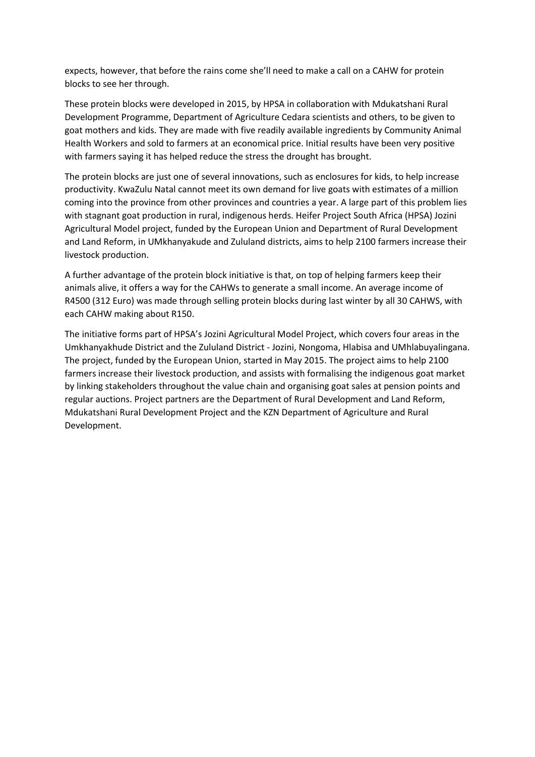expects, however, that before the rains come she'll need to make a call on a CAHW for protein blocks to see her through.

These protein blocks were developed in 2015, by HPSA in collaboration with Mdukatshani Rural Development Programme, Department of Agriculture Cedara scientists and others, to be given to goat mothers and kids. They are made with five readily available ingredients by Community Animal Health Workers and sold to farmers at an economical price. Initial results have been very positive with farmers saying it has helped reduce the stress the drought has brought.

The protein blocks are just one of several innovations, such as enclosures for kids, to help increase productivity. KwaZulu Natal cannot meet its own demand for live goats with estimates of a million coming into the province from other provinces and countries a year. A large part of this problem lies with stagnant goat production in rural, indigenous herds. Heifer Project South Africa (HPSA) Jozini Agricultural Model project, funded by the European Union and Department of Rural Development and Land Reform, in UMkhanyakude and Zululand districts, aims to help 2100 farmers increase their livestock production.

A further advantage of the protein block initiative is that, on top of helping farmers keep their animals alive, it offers a way for the CAHWs to generate a small income. An average income of R4500 (312 Euro) was made through selling protein blocks during last winter by all 30 CAHWS, with each CAHW making about R150.

The initiative forms part of HPSA's Jozini Agricultural Model Project, which covers four areas in the Umkhanyakhude District and the Zululand District - Jozini, Nongoma, Hlabisa and UMhlabuyalingana. The project, funded by the European Union, started in May 2015. The project aims to help 2100 farmers increase their livestock production, and assists with formalising the indigenous goat market by linking stakeholders throughout the value chain and organising goat sales at pension points and regular auctions. Project partners are the Department of Rural Development and Land Reform, Mdukatshani Rural Development Project and the KZN Department of Agriculture and Rural Development.